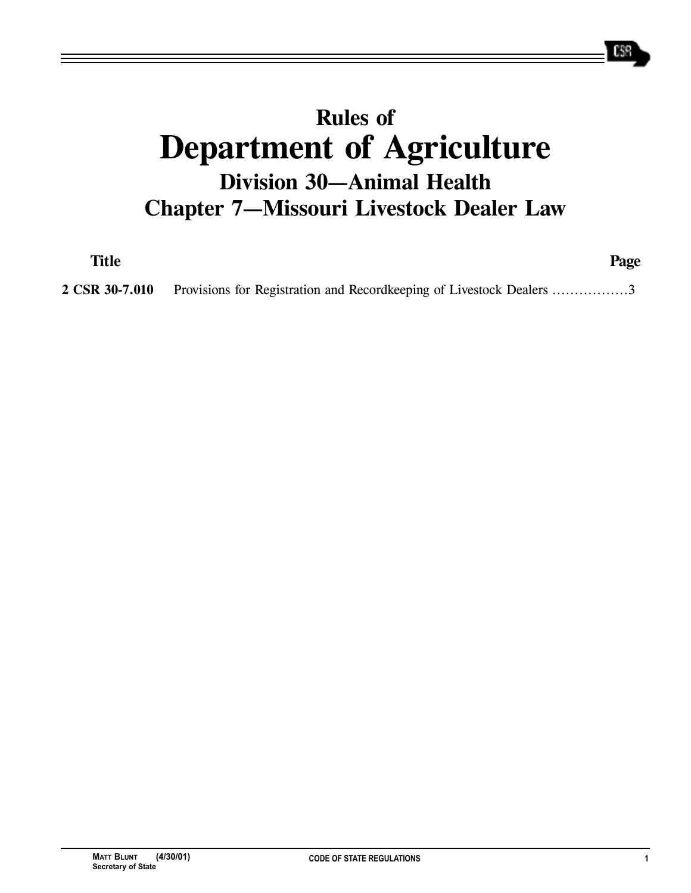# Rules of
# Department of Agriculture
## Division 30—Animal Health
## Chapter 7—Missouri Livestock Dealer Law

| Title | | Page |
|---|---|---|
| **2 CSR 30-7.010** | Provisions for Registration and Recordkeeping of Livestock Dealers | 3 |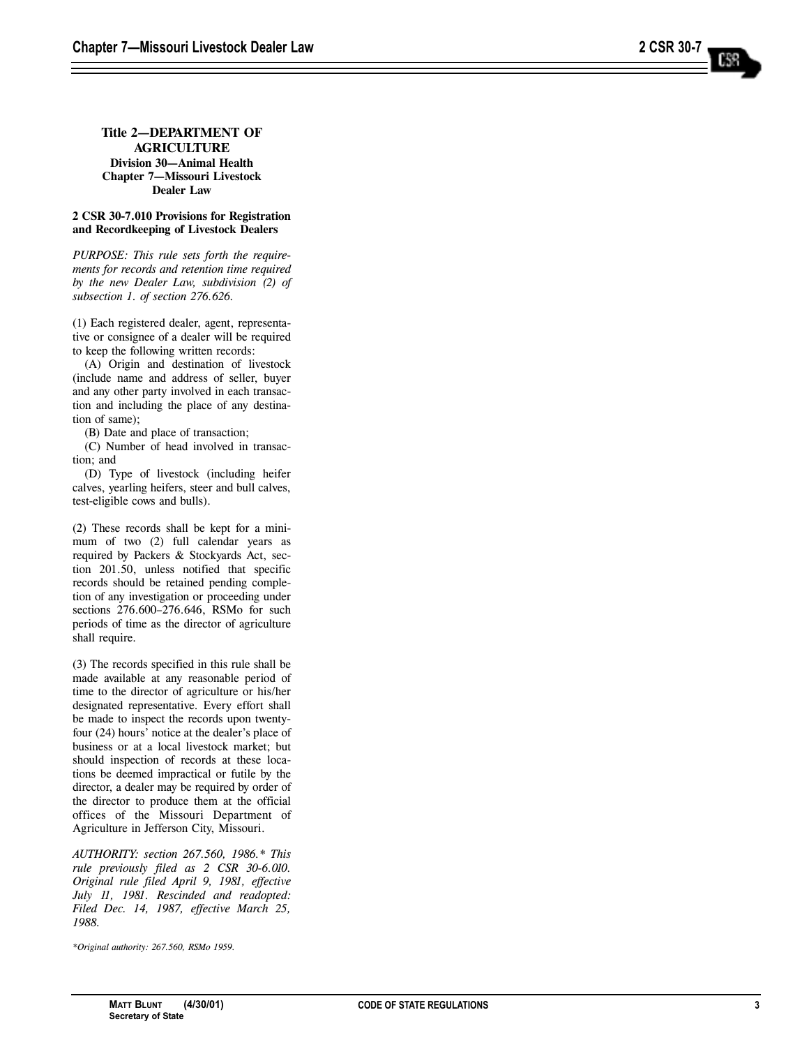**Title 2—DEPARTMENT OF AGRICULTURE**
**Division 30—Animal Health**
**Chapter 7—Missouri Livestock Dealer Law**

**2 CSR 30-7.010 Provisions for Registration and Recordkeeping of Livestock Dealers**

*PURPOSE: This rule sets forth the requirements for records and retention time required by the new Dealer Law, subdivision (2) of subsection 1. of section 276.626.*

(1) Each registered dealer, agent, representative or consignee of a dealer will be required to keep the following written records:

(A) Origin and destination of livestock (include name and address of seller, buyer and any other party involved in each transaction and including the place of any destination of same);

(B) Date and place of transaction;

(C) Number of head involved in transaction; and

(D) Type of livestock (including heifer calves, yearling heifers, steer and bull calves, test-eligible cows and bulls).

(2) These records shall be kept for a minimum of two (2) full calendar years as required by Packers & Stockyards Act, section 201.50, unless notified that specific records should be retained pending completion of any investigation or proceeding under sections 276.600–276.646, RSMo for such periods of time as the director of agriculture shall require.

(3) The records specified in this rule shall be made available at any reasonable period of time to the director of agriculture or his/her designated representative. Every effort shall be made to inspect the records upon twenty-four (24) hours' notice at the dealer's place of business or at a local livestock market; but should inspection of records at these locations be deemed impractical or futile by the director, a dealer may be required by order of the director to produce them at the official offices of the Missouri Department of Agriculture in Jefferson City, Missouri.

*AUTHORITY: section 267.560, 1986.\* This rule previously filed as 2 CSR 30-6.010. Original rule filed April 9, 1981, effective July 11, 1981. Rescinded and readopted: Filed Dec. 14, 1987, effective March 25, 1988.*

*\*Original authority: 267.560, RSMo 1959.*